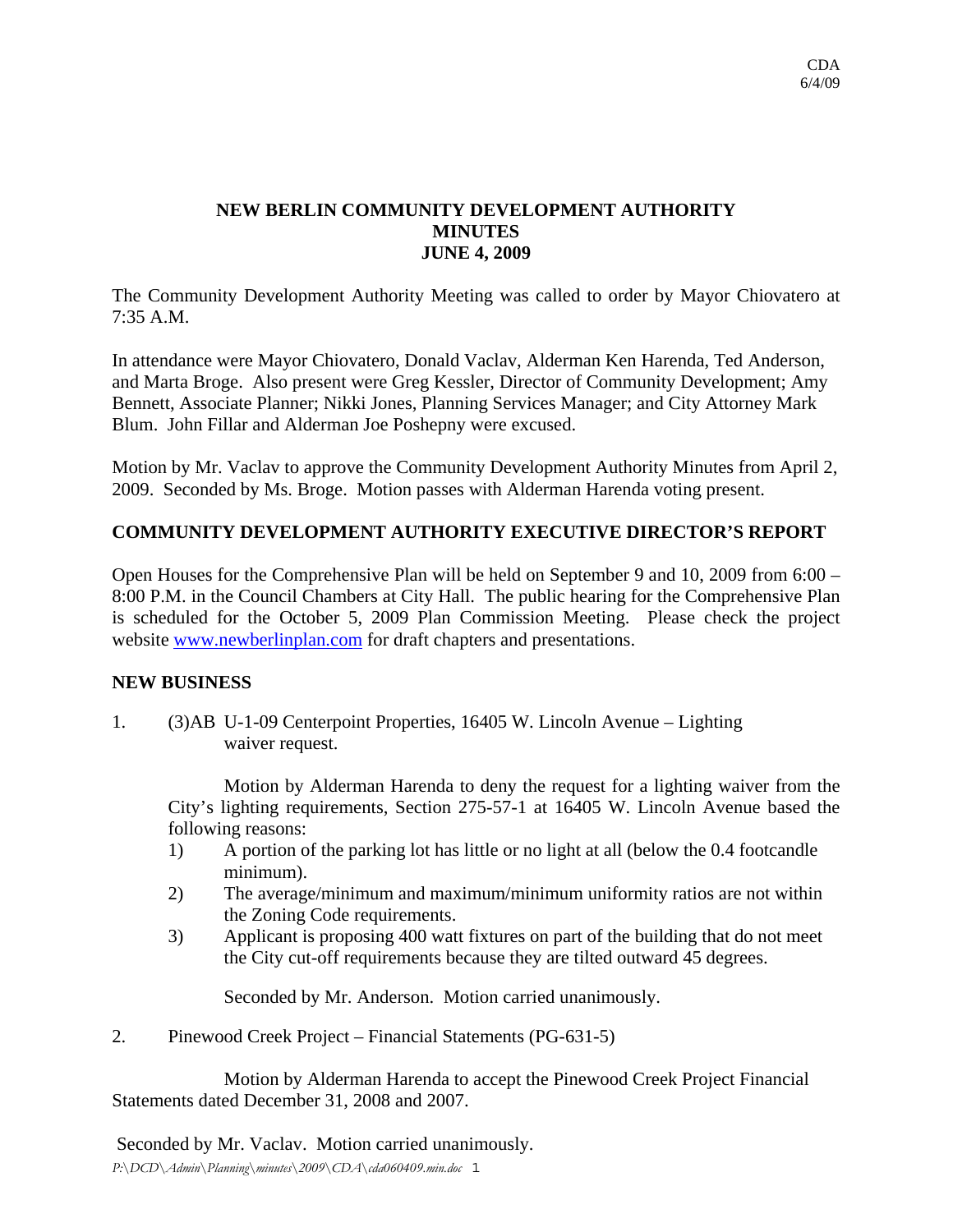CDA
6/4/09

# NEW BERLIN COMMUNITY DEVELOPMENT AUTHORITY MINUTES JUNE 4, 2009

The Community Development Authority Meeting was called to order by Mayor Chiovatero at 7:35 A.M.

In attendance were Mayor Chiovatero, Donald Vaclav, Alderman Ken Harenda, Ted Anderson, and Marta Broge. Also present were Greg Kessler, Director of Community Development; Amy Bennett, Associate Planner; Nikki Jones, Planning Services Manager; and City Attorney Mark Blum. John Fillar and Alderman Joe Poshepny were excused.

Motion by Mr. Vaclav to approve the Community Development Authority Minutes from April 2, 2009. Seconded by Ms. Broge. Motion passes with Alderman Harenda voting present.

## COMMUNITY DEVELOPMENT AUTHORITY EXECUTIVE DIRECTOR'S REPORT

Open Houses for the Comprehensive Plan will be held on September 9 and 10, 2009 from 6:00 – 8:00 P.M. in the Council Chambers at City Hall. The public hearing for the Comprehensive Plan is scheduled for the October 5, 2009 Plan Commission Meeting. Please check the project website www.newberlinplan.com for draft chapters and presentations.

## NEW BUSINESS

1. (3)AB U-1-09 Centerpoint Properties, 16405 W. Lincoln Avenue – Lighting waiver request.

   Motion by Alderman Harenda to deny the request for a lighting waiver from the City's lighting requirements, Section 275-57-1 at 16405 W. Lincoln Avenue based the following reasons:

   1) A portion of the parking lot has little or no light at all (below the 0.4 footcandle minimum).
   2) The average/minimum and maximum/minimum uniformity ratios are not within the Zoning Code requirements.
   3) Applicant is proposing 400 watt fixtures on part of the building that do not meet the City cut-off requirements because they are tilted outward 45 degrees.

   Seconded by Mr. Anderson. Motion carried unanimously.

2. Pinewood Creek Project – Financial Statements (PG-631-5)

   Motion by Alderman Harenda to accept the Pinewood Creek Project Financial Statements dated December 31, 2008 and 2007.

   Seconded by Mr. Vaclav. Motion carried unanimously.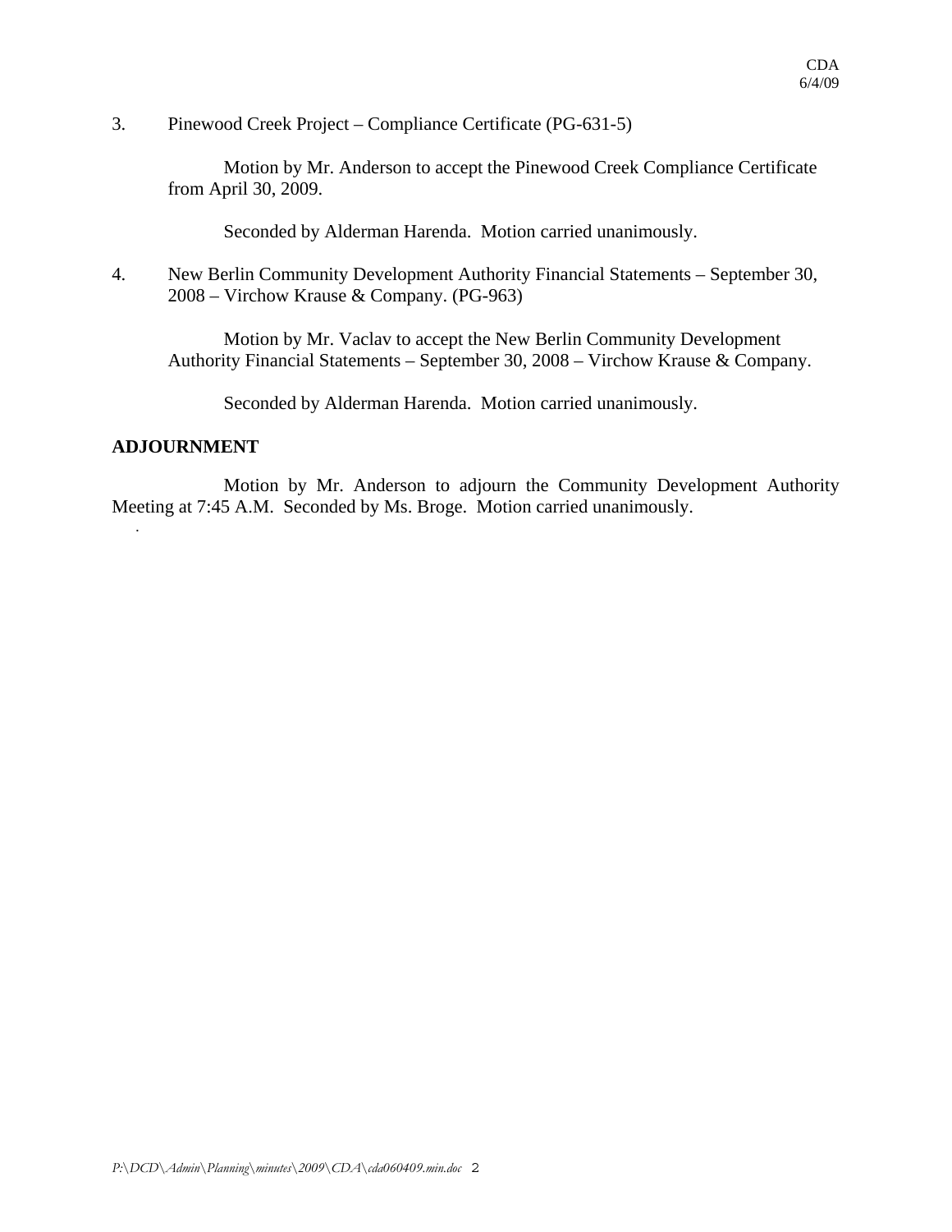3. Pinewood Creek Project – Compliance Certificate (PG-631-5)

   Motion by Mr. Anderson to accept the Pinewood Creek Compliance Certificate from April 30, 2009.

   Seconded by Alderman Harenda. Motion carried unanimously.

4. New Berlin Community Development Authority Financial Statements – September 30, 2008 – Virchow Krause & Company. (PG-963)

   Motion by Mr. Vaclav to accept the New Berlin Community Development Authority Financial Statements – September 30, 2008 – Virchow Krause & Company.

   Seconded by Alderman Harenda. Motion carried unanimously.

**ADJOURNMENT**

Motion by Mr. Anderson to adjourn the Community Development Authority Meeting at 7:45 A.M. Seconded by Ms. Broge. Motion carried unanimously.

*P:\DCD\Admin\Planning\minutes\2009\CDA\cda060409.min.doc*